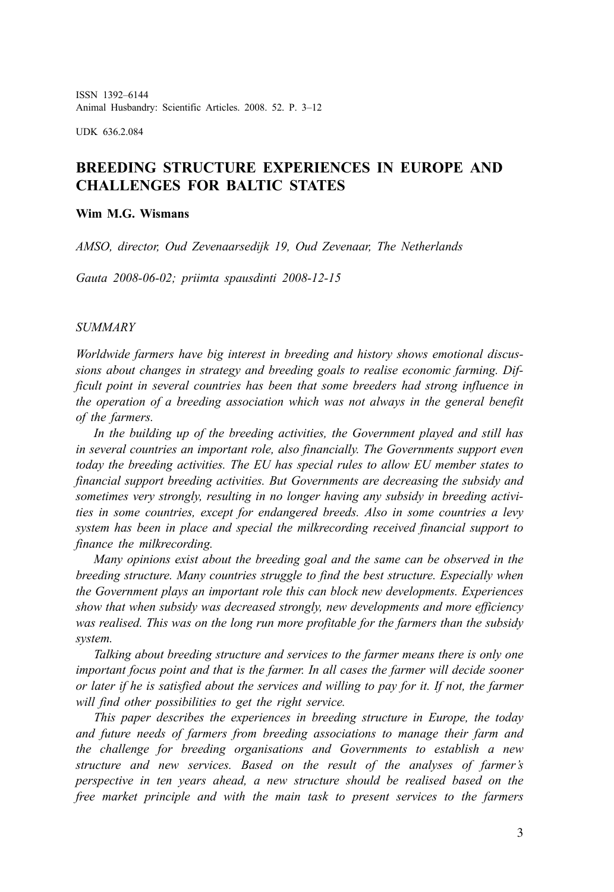ISSN 1392–6144
Animal Husbandry: Scientific Articles. 2008. 52. P. 3–12

UDK 636.2.084

# BREEDING STRUCTURE EXPERIENCES IN EUROPE AND CHALLENGES FOR BALTIC STATES

**Wim M.G. Wismans**

*AMSO, director, Oud Zevenaarsedijk 19, Oud Zevenaar, The Netherlands*

*Gauta 2008-06-02; priimta spausdinti 2008-12-15*

## SUMMARY

*Worldwide farmers have big interest in breeding and history shows emotional discussions about changes in strategy and breeding goals to realise economic farming. Difficult point in several countries has been that some breeders had strong influence in the operation of a breeding association which was not always in the general benefit of the farmers.*

*In the building up of the breeding activities, the Government played and still has in several countries an important role, also financially. The Governments support even today the breeding activities. The EU has special rules to allow EU member states to financial support breeding activities. But Governments are decreasing the subsidy and sometimes very strongly, resulting in no longer having any subsidy in breeding activities in some countries, except for endangered breeds. Also in some countries a levy system has been in place and special the milkrecording received financial support to finance the milkrecording.*

*Many opinions exist about the breeding goal and the same can be observed in the breeding structure. Many countries struggle to find the best structure. Especially when the Government plays an important role this can block new developments. Experiences show that when subsidy was decreased strongly, new developments and more efficiency was realised. This was on the long run more profitable for the farmers than the subsidy system.*

*Talking about breeding structure and services to the farmer means there is only one important focus point and that is the farmer. In all cases the farmer will decide sooner or later if he is satisfied about the services and willing to pay for it. If not, the farmer will find other possibilities to get the right service.*

*This paper describes the experiences in breeding structure in Europe, the today and future needs of farmers from breeding associations to manage their farm and the challenge for breeding organisations and Governments to establish a new structure and new services. Based on the result of the analyses of farmer's perspective in ten years ahead, a new structure should be realised based on the free market principle and with the main task to present services to the farmers*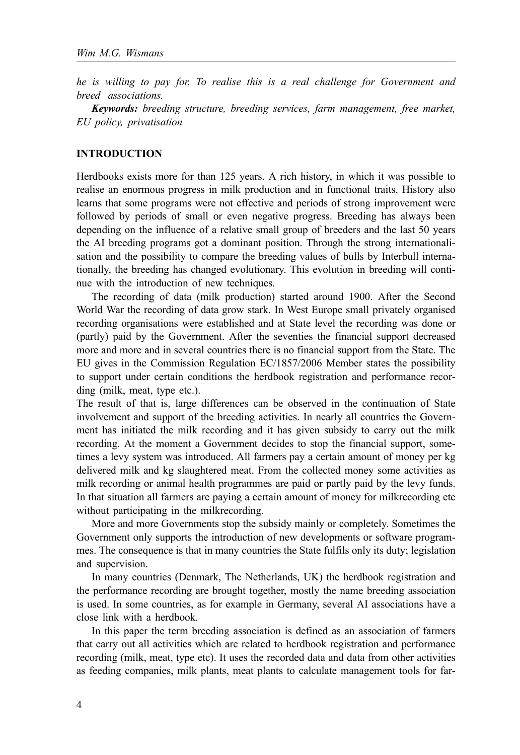*he is willing to pay for. To realise this is a real challenge for Government and breed associations.*

***Keywords:*** *breeding structure, breeding services, farm management, free market, EU policy, privatisation*

## INTRODUCTION

Herdbooks exists more for than 125 years. A rich history, in which it was possible to realise an enormous progress in milk production and in functional traits. History also learns that some programs were not effective and periods of strong improvement were followed by periods of small or even negative progress. Breeding has always been depending on the influence of a relative small group of breeders and the last 50 years the AI breeding programs got a dominant position. Through the strong internationalisation and the possibility to compare the breeding values of bulls by Interbull internationally, the breeding has changed evolutionary. This evolution in breeding will continue with the introduction of new techniques.

The recording of data (milk production) started around 1900. After the Second World War the recording of data grow stark. In West Europe small privately organised recording organisations were established and at State level the recording was done or (partly) paid by the Government. After the seventies the financial support decreased more and more and in several countries there is no financial support from the State. The EU gives in the Commission Regulation EC/1857/2006 Member states the possibility to support under certain conditions the herdbook registration and performance recording (milk, meat, type etc.).

The result of that is, large differences can be observed in the continuation of State involvement and support of the breeding activities. In nearly all countries the Government has initiated the milk recording and it has given subsidy to carry out the milk recording. At the moment a Government decides to stop the financial support, sometimes a levy system was introduced. All farmers pay a certain amount of money per kg delivered milk and kg slaughtered meat. From the collected money some activities as milk recording or animal health programmes are paid or partly paid by the levy funds. In that situation all farmers are paying a certain amount of money for milkrecording etc without participating in the milkrecording.

More and more Governments stop the subsidy mainly or completely. Sometimes the Government only supports the introduction of new developments or software programmes. The consequence is that in many countries the State fulfils only its duty; legislation and supervision.

In many countries (Denmark, The Netherlands, UK) the herdbook registration and the performance recording are brought together, mostly the name breeding association is used. In some countries, as for example in Germany, several AI associations have a close link with a herdbook.

In this paper the term breeding association is defined as an association of farmers that carry out all activities which are related to herdbook registration and performance recording (milk, meat, type etc). It uses the recorded data and data from other activities as feeding companies, milk plants, meat plants to calculate management tools for far-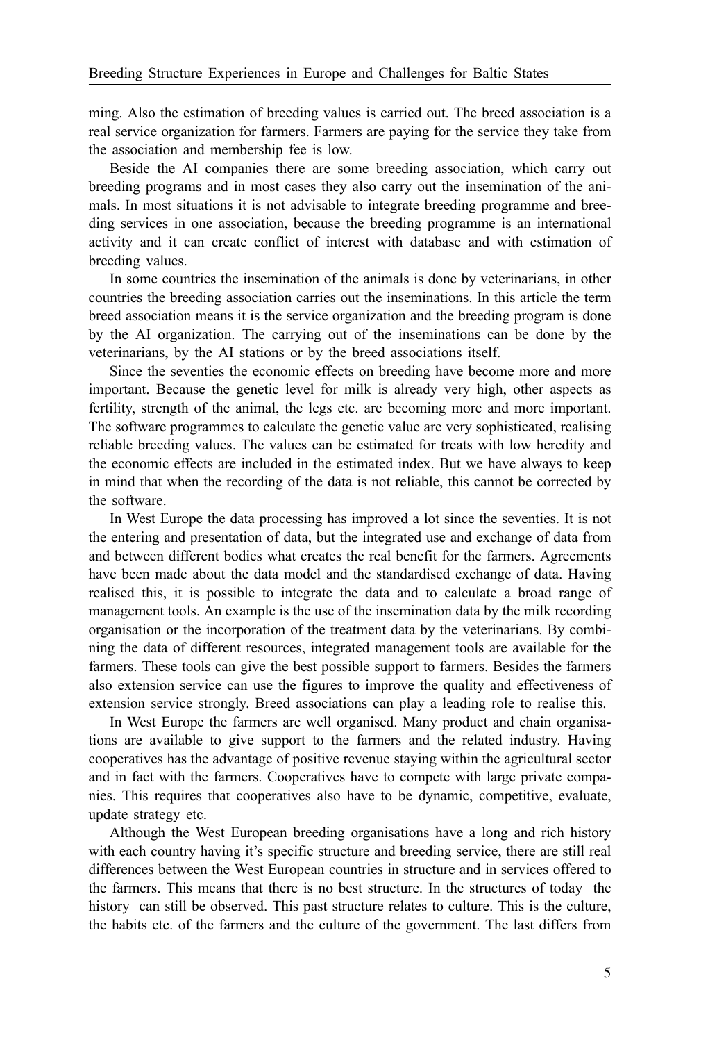ming. Also the estimation of breeding values is carried out. The breed association is a real service organization for farmers. Farmers are paying for the service they take from the association and membership fee is low.

Beside the AI companies there are some breeding association, which carry out breeding programs and in most cases they also carry out the insemination of the animals. In most situations it is not advisable to integrate breeding programme and breeding services in one association, because the breeding programme is an international activity and it can create conflict of interest with database and with estimation of breeding values.

In some countries the insemination of the animals is done by veterinarians, in other countries the breeding association carries out the inseminations. In this article the term breed association means it is the service organization and the breeding program is done by the AI organization. The carrying out of the inseminations can be done by the veterinarians, by the AI stations or by the breed associations itself.

Since the seventies the economic effects on breeding have become more and more important. Because the genetic level for milk is already very high, other aspects as fertility, strength of the animal, the legs etc. are becoming more and more important. The software programmes to calculate the genetic value are very sophisticated, realising reliable breeding values. The values can be estimated for treats with low heredity and the economic effects are included in the estimated index. But we have always to keep in mind that when the recording of the data is not reliable, this cannot be corrected by the software.

In West Europe the data processing has improved a lot since the seventies. It is not the entering and presentation of data, but the integrated use and exchange of data from and between different bodies what creates the real benefit for the farmers. Agreements have been made about the data model and the standardised exchange of data. Having realised this, it is possible to integrate the data and to calculate a broad range of management tools. An example is the use of the insemination data by the milk recording organisation or the incorporation of the treatment data by the veterinarians. By combining the data of different resources, integrated management tools are available for the farmers. These tools can give the best possible support to farmers. Besides the farmers also extension service can use the figures to improve the quality and effectiveness of extension service strongly. Breed associations can play a leading role to realise this.

In West Europe the farmers are well organised. Many product and chain organisations are available to give support to the farmers and the related industry. Having cooperatives has the advantage of positive revenue staying within the agricultural sector and in fact with the farmers. Cooperatives have to compete with large private companies. This requires that cooperatives also have to be dynamic, competitive, evaluate, update strategy etc.

Although the West European breeding organisations have a long and rich history with each country having it's specific structure and breeding service, there are still real differences between the West European countries in structure and in services offered to the farmers. This means that there is no best structure. In the structures of today the history can still be observed. This past structure relates to culture. This is the culture, the habits etc. of the farmers and the culture of the government. The last differs from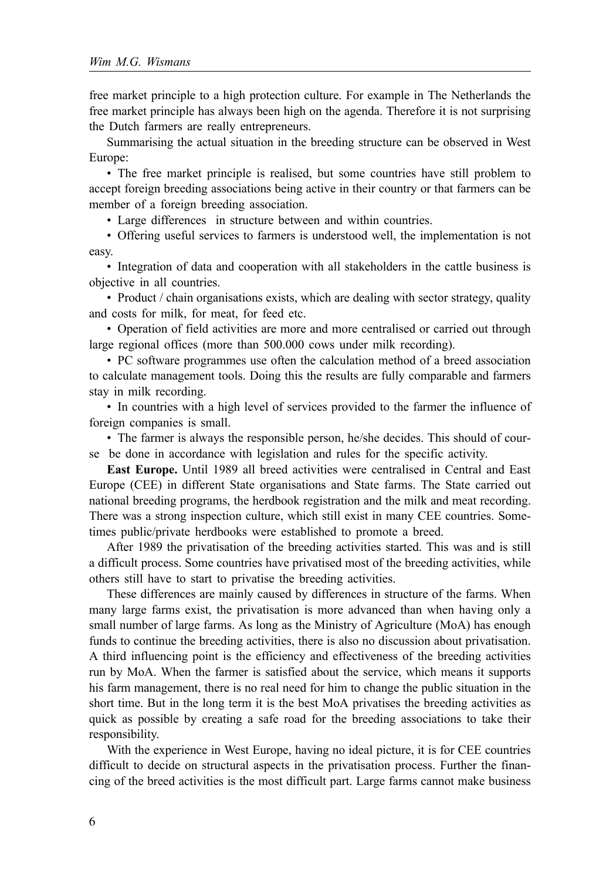free market principle to a high protection culture. For example in The Netherlands the free market principle has always been high on the agenda. Therefore it is not surprising the Dutch farmers are really entrepreneurs.

Summarising the actual situation in the breeding structure can be observed in West Europe:

• The free market principle is realised, but some countries have still problem to accept foreign breeding associations being active in their country or that farmers can be member of a foreign breeding association.

• Large differences in structure between and within countries.

• Offering useful services to farmers is understood well, the implementation is not easy.

• Integration of data and cooperation with all stakeholders in the cattle business is objective in all countries.

• Product / chain organisations exists, which are dealing with sector strategy, quality and costs for milk, for meat, for feed etc.

• Operation of field activities are more and more centralised or carried out through large regional offices (more than 500.000 cows under milk recording).

• PC software programmes use often the calculation method of a breed association to calculate management tools. Doing this the results are fully comparable and farmers stay in milk recording.

• In countries with a high level of services provided to the farmer the influence of foreign companies is small.

• The farmer is always the responsible person, he/she decides. This should of course be done in accordance with legislation and rules for the specific activity.

**East Europe.** Until 1989 all breed activities were centralised in Central and East Europe (CEE) in different State organisations and State farms. The State carried out national breeding programs, the herdbook registration and the milk and meat recording. There was a strong inspection culture, which still exist in many CEE countries. Sometimes public/private herdbooks were established to promote a breed.

After 1989 the privatisation of the breeding activities started. This was and is still a difficult process. Some countries have privatised most of the breeding activities, while others still have to start to privatise the breeding activities.

These differences are mainly caused by differences in structure of the farms. When many large farms exist, the privatisation is more advanced than when having only a small number of large farms. As long as the Ministry of Agriculture (MoA) has enough funds to continue the breeding activities, there is also no discussion about privatisation. A third influencing point is the efficiency and effectiveness of the breeding activities run by MoA. When the farmer is satisfied about the service, which means it supports his farm management, there is no real need for him to change the public situation in the short time. But in the long term it is the best MoA privatises the breeding activities as quick as possible by creating a safe road for the breeding associations to take their responsibility.

With the experience in West Europe, having no ideal picture, it is for CEE countries difficult to decide on structural aspects in the privatisation process. Further the financing of the breed activities is the most difficult part. Large farms cannot make business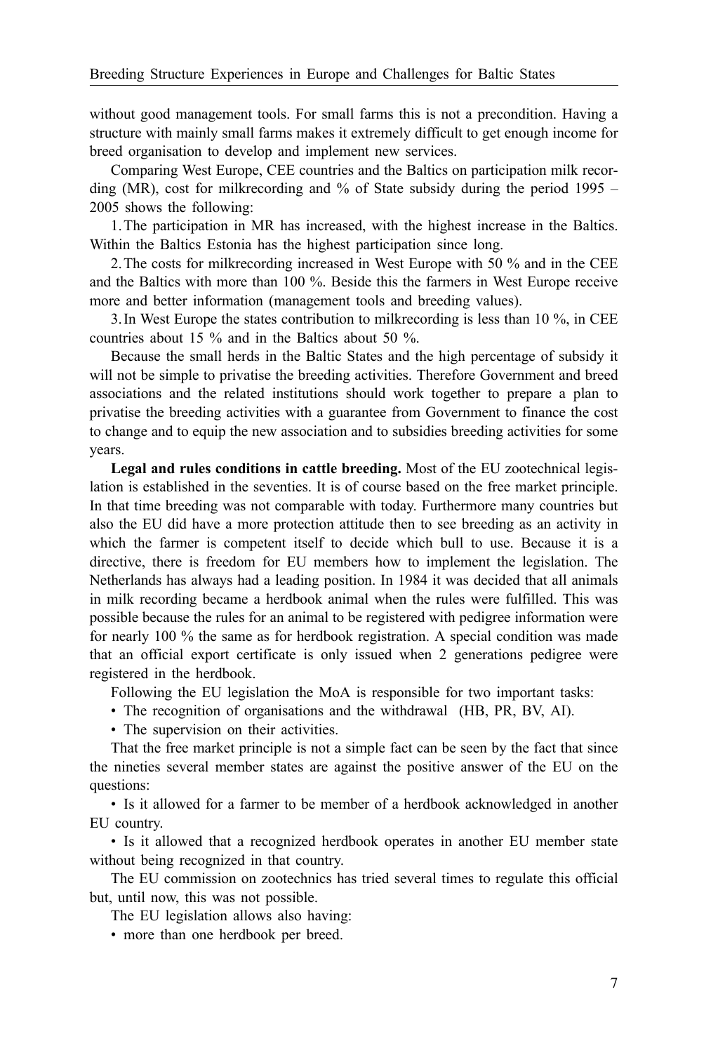without good management tools. For small farms this is not a precondition. Having a structure with mainly small farms makes it extremely difficult to get enough income for breed organisation to develop and implement new services.

Comparing West Europe, CEE countries and the Baltics on participation milk recording (MR), cost for milkrecording and % of State subsidy during the period 1995 – 2005 shows the following:

1. The participation in MR has increased, with the highest increase in the Baltics. Within the Baltics Estonia has the highest participation since long.

2. The costs for milkrecording increased in West Europe with 50 % and in the CEE and the Baltics with more than 100 %. Beside this the farmers in West Europe receive more and better information (management tools and breeding values).

3. In West Europe the states contribution to milkrecording is less than 10 %, in CEE countries about 15 % and in the Baltics about 50 %.

Because the small herds in the Baltic States and the high percentage of subsidy it will not be simple to privatise the breeding activities. Therefore Government and breed associations and the related institutions should work together to prepare a plan to privatise the breeding activities with a guarantee from Government to finance the cost to change and to equip the new association and to subsidies breeding activities for some years.

**Legal and rules conditions in cattle breeding.** Most of the EU zootechnical legislation is established in the seventies. It is of course based on the free market principle. In that time breeding was not comparable with today. Furthermore many countries but also the EU did have a more protection attitude then to see breeding as an activity in which the farmer is competent itself to decide which bull to use. Because it is a directive, there is freedom for EU members how to implement the legislation. The Netherlands has always had a leading position. In 1984 it was decided that all animals in milk recording became a herdbook animal when the rules were fulfilled. This was possible because the rules for an animal to be registered with pedigree information were for nearly 100 % the same as for herdbook registration. A special condition was made that an official export certificate is only issued when 2 generations pedigree were registered in the herdbook.

Following the EU legislation the MoA is responsible for two important tasks:

- The recognition of organisations and the withdrawal (HB, PR, BV, AI).
- The supervision on their activities.

That the free market principle is not a simple fact can be seen by the fact that since the nineties several member states are against the positive answer of the EU on the questions:

- Is it allowed for a farmer to be member of a herdbook acknowledged in another EU country.
- Is it allowed that a recognized herdbook operates in another EU member state without being recognized in that country.

The EU commission on zootechnics has tried several times to regulate this official but, until now, this was not possible.

The EU legislation allows also having:

- more than one herdbook per breed.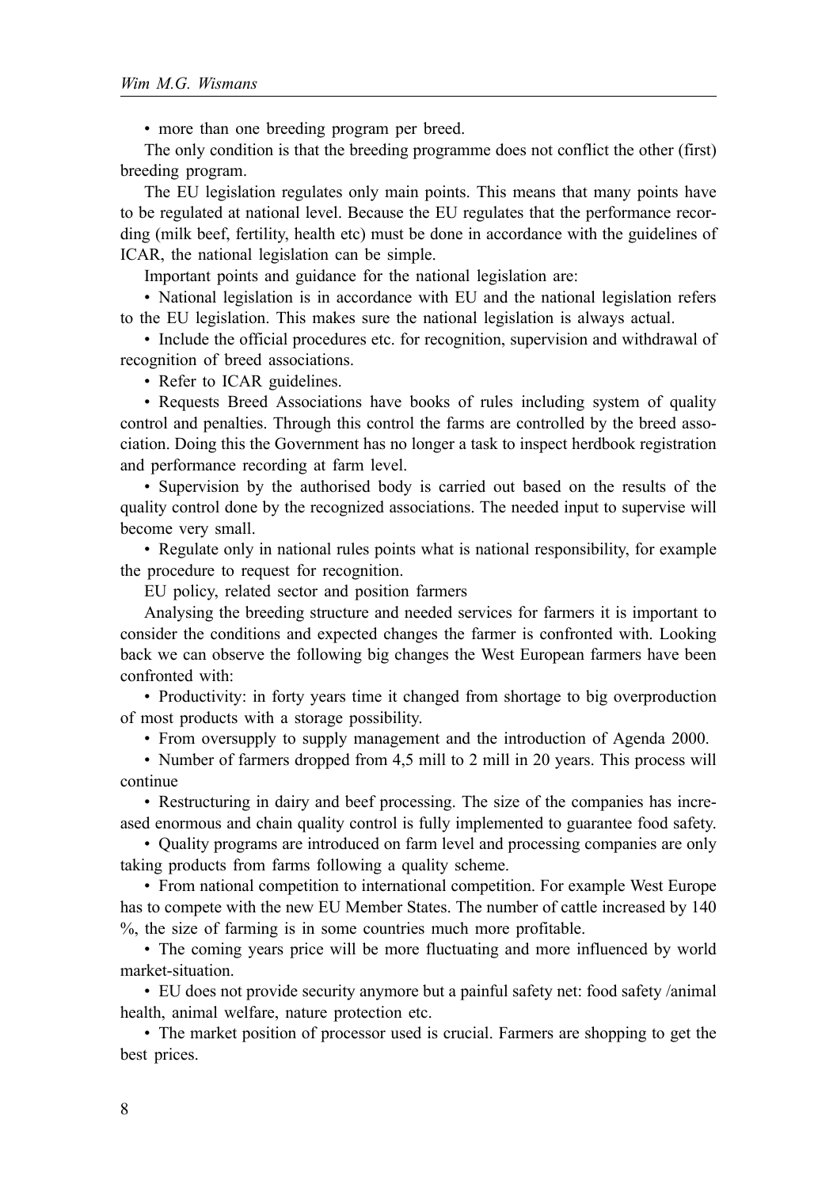• more than one breeding program per breed.

The only condition is that the breeding programme does not conflict the other (first) breeding program.

The EU legislation regulates only main points. This means that many points have to be regulated at national level. Because the EU regulates that the performance recording (milk beef, fertility, health etc) must be done in accordance with the guidelines of ICAR, the national legislation can be simple.

Important points and guidance for the national legislation are:

• National legislation is in accordance with EU and the national legislation refers to the EU legislation. This makes sure the national legislation is always actual.

• Include the official procedures etc. for recognition, supervision and withdrawal of recognition of breed associations.

• Refer to ICAR guidelines.

• Requests Breed Associations have books of rules including system of quality control and penalties. Through this control the farms are controlled by the breed association. Doing this the Government has no longer a task to inspect herdbook registration and performance recording at farm level.

• Supervision by the authorised body is carried out based on the results of the quality control done by the recognized associations. The needed input to supervise will become very small.

• Regulate only in national rules points what is national responsibility, for example the procedure to request for recognition.

EU policy, related sector and position farmers

Analysing the breeding structure and needed services for farmers it is important to consider the conditions and expected changes the farmer is confronted with. Looking back we can observe the following big changes the West European farmers have been confronted with:

• Productivity: in forty years time it changed from shortage to big overproduction of most products with a storage possibility.

• From oversupply to supply management and the introduction of Agenda 2000.

• Number of farmers dropped from 4,5 mill to 2 mill in 20 years. This process will continue

• Restructuring in dairy and beef processing. The size of the companies has increased enormous and chain quality control is fully implemented to guarantee food safety.

• Quality programs are introduced on farm level and processing companies are only taking products from farms following a quality scheme.

• From national competition to international competition. For example West Europe has to compete with the new EU Member States. The number of cattle increased by 140 %, the size of farming is in some countries much more profitable.

• The coming years price will be more fluctuating and more influenced by world market-situation.

• EU does not provide security anymore but a painful safety net: food safety /animal health, animal welfare, nature protection etc.

• The market position of processor used is crucial. Farmers are shopping to get the best prices.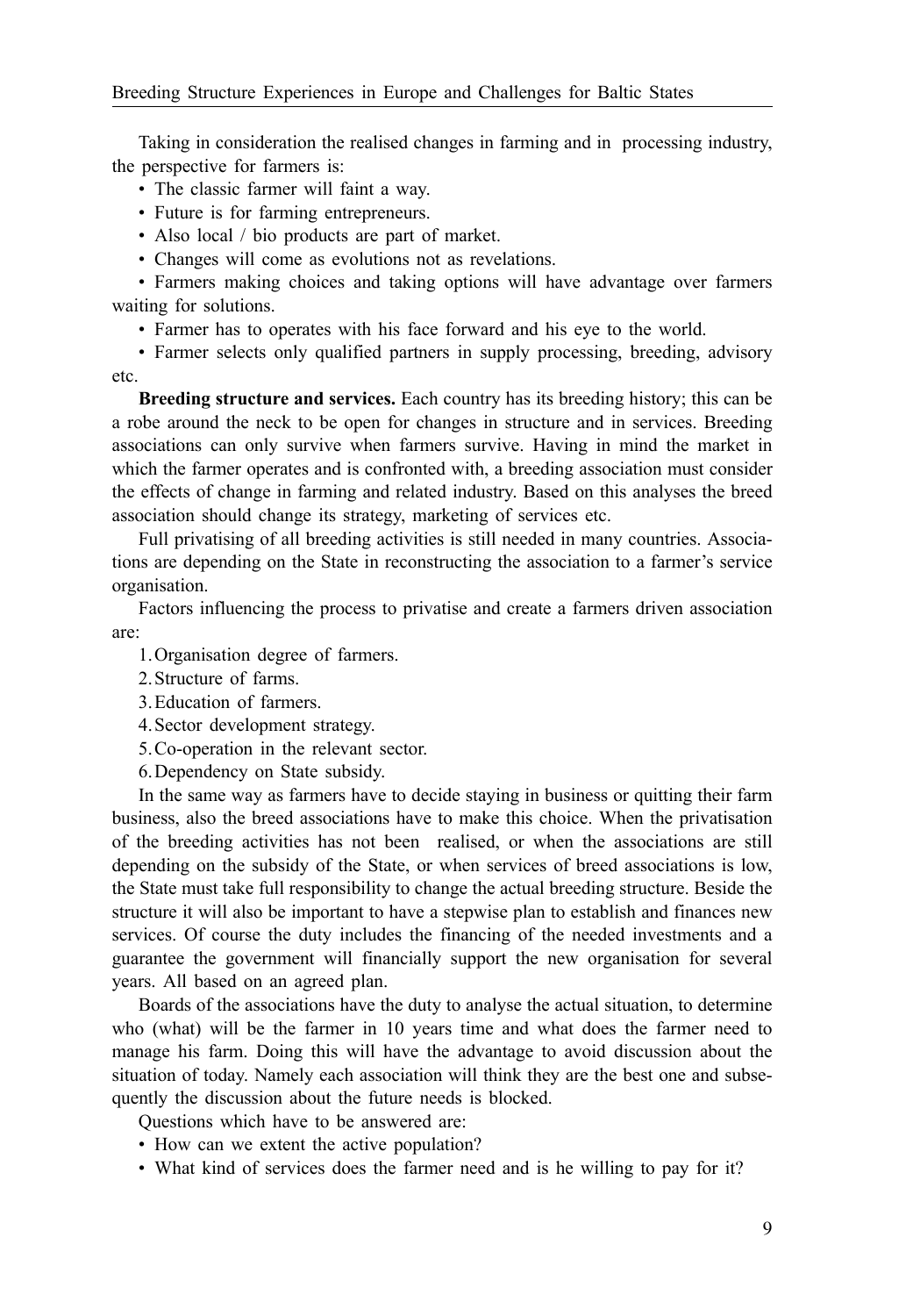Taking in consideration the realised changes in farming and in processing industry, the perspective for farmers is:

- The classic farmer will faint a way.
- Future is for farming entrepreneurs.
- Also local / bio products are part of market.
- Changes will come as evolutions not as revelations.
- Farmers making choices and taking options will have advantage over farmers waiting for solutions.
- Farmer has to operates with his face forward and his eye to the world.
- Farmer selects only qualified partners in supply processing, breeding, advisory etc.

**Breeding structure and services.** Each country has its breeding history; this can be a robe around the neck to be open for changes in structure and in services. Breeding associations can only survive when farmers survive. Having in mind the market in which the farmer operates and is confronted with, a breeding association must consider the effects of change in farming and related industry. Based on this analyses the breed association should change its strategy, marketing of services etc.

Full privatising of all breeding activities is still needed in many countries. Associations are depending on the State in reconstructing the association to a farmer's service organisation.

Factors influencing the process to privatise and create a farmers driven association are:

1. Organisation degree of farmers.
2. Structure of farms.
3. Education of farmers.
4. Sector development strategy.
5. Co-operation in the relevant sector.
6. Dependency on State subsidy.

In the same way as farmers have to decide staying in business or quitting their farm business, also the breed associations have to make this choice. When the privatisation of the breeding activities has not been realised, or when the associations are still depending on the subsidy of the State, or when services of breed associations is low, the State must take full responsibility to change the actual breeding structure. Beside the structure it will also be important to have a stepwise plan to establish and finances new services. Of course the duty includes the financing of the needed investments and a guarantee the government will financially support the new organisation for several years. All based on an agreed plan.

Boards of the associations have the duty to analyse the actual situation, to determine who (what) will be the farmer in 10 years time and what does the farmer need to manage his farm. Doing this will have the advantage to avoid discussion about the situation of today. Namely each association will think they are the best one and subsequently the discussion about the future needs is blocked.

Questions which have to be answered are:

- How can we extent the active population?
- What kind of services does the farmer need and is he willing to pay for it?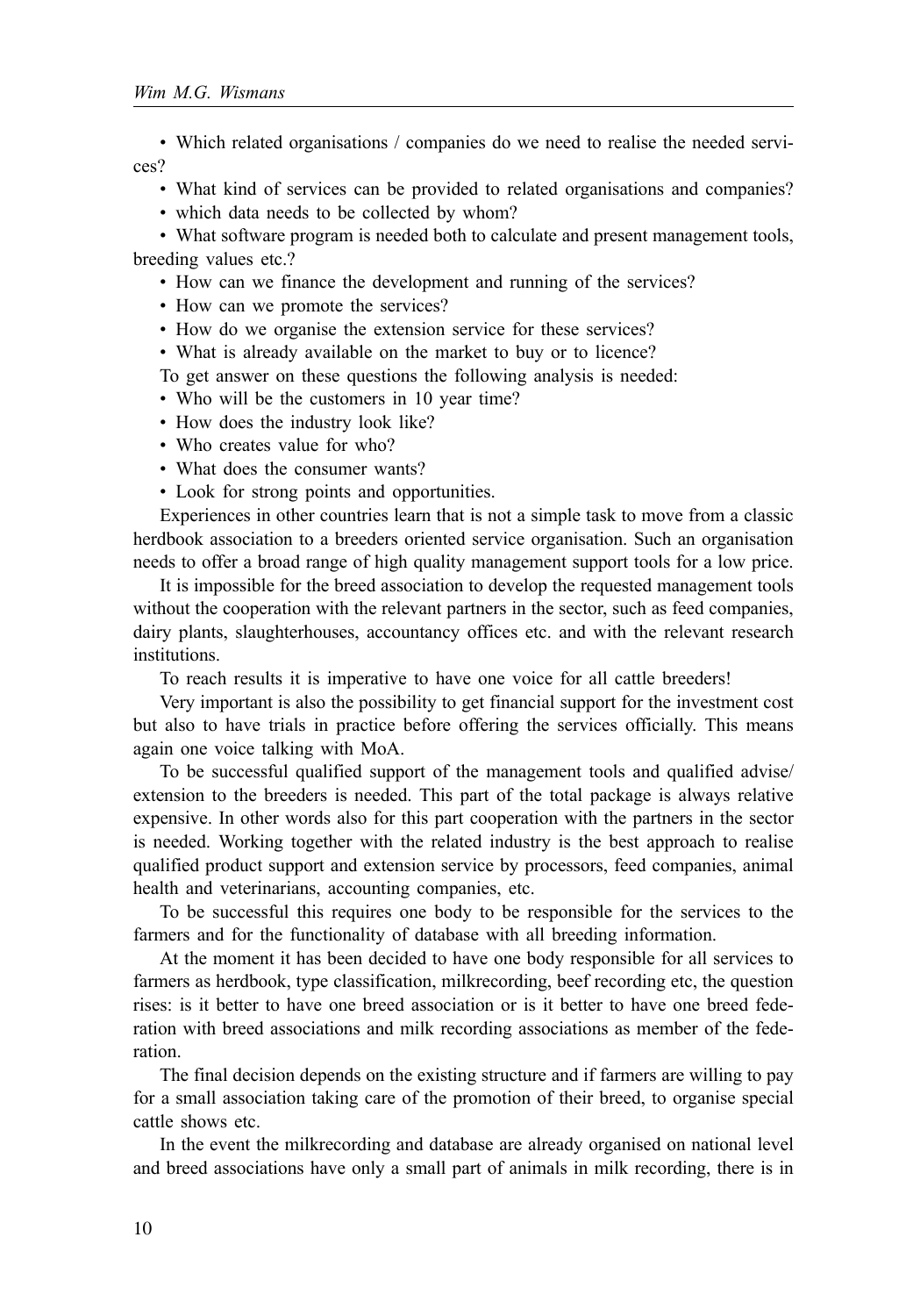- Which related organisations / companies do we need to realise the needed services?
- What kind of services can be provided to related organisations and companies?
- which data needs to be collected by whom?
- What software program is needed both to calculate and present management tools, breeding values etc.?
- How can we finance the development and running of the services?
- How can we promote the services?
- How do we organise the extension service for these services?
- What is already available on the market to buy or to licence?

To get answer on these questions the following analysis is needed:

- Who will be the customers in 10 year time?
- How does the industry look like?
- Who creates value for who?
- What does the consumer wants?
- Look for strong points and opportunities.

Experiences in other countries learn that is not a simple task to move from a classic herdbook association to a breeders oriented service organisation. Such an organisation needs to offer a broad range of high quality management support tools for a low price.

It is impossible for the breed association to develop the requested management tools without the cooperation with the relevant partners in the sector, such as feed companies, dairy plants, slaughterhouses, accountancy offices etc. and with the relevant research institutions.

To reach results it is imperative to have one voice for all cattle breeders!

Very important is also the possibility to get financial support for the investment cost but also to have trials in practice before offering the services officially. This means again one voice talking with MoA.

To be successful qualified support of the management tools and qualified advise/extension to the breeders is needed. This part of the total package is always relative expensive. In other words also for this part cooperation with the partners in the sector is needed. Working together with the related industry is the best approach to realise qualified product support and extension service by processors, feed companies, animal health and veterinarians, accounting companies, etc.

To be successful this requires one body to be responsible for the services to the farmers and for the functionality of database with all breeding information.

At the moment it has been decided to have one body responsible for all services to farmers as herdbook, type classification, milkrecording, beef recording etc, the question rises: is it better to have one breed association or is it better to have one breed federation with breed associations and milk recording associations as member of the federation.

The final decision depends on the existing structure and if farmers are willing to pay for a small association taking care of the promotion of their breed, to organise special cattle shows etc.

In the event the milkrecording and database are already organised on national level and breed associations have only a small part of animals in milk recording, there is in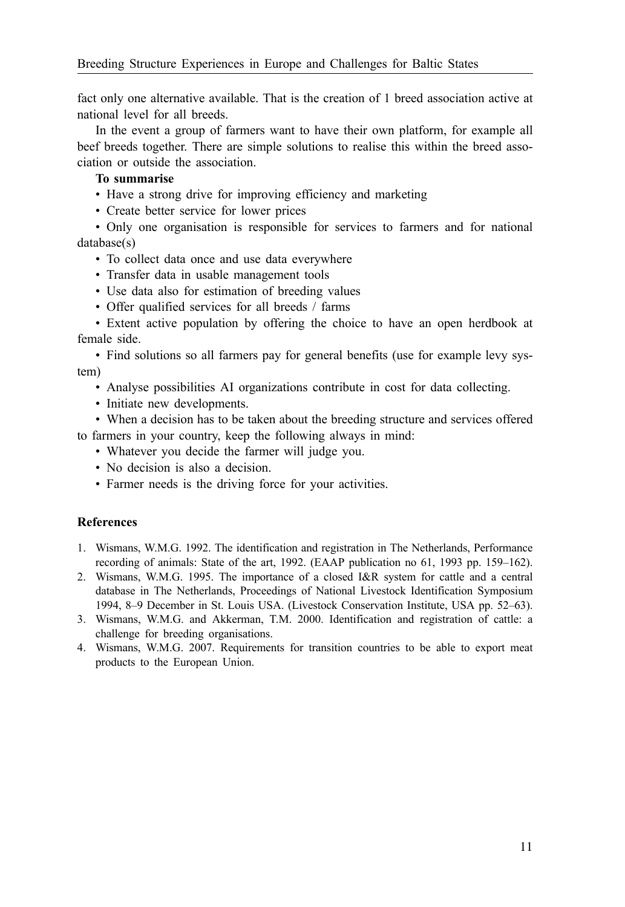fact only one alternative available. That is the creation of 1 breed association active at national level for all breeds.

In the event a group of farmers want to have their own platform, for example all beef breeds together. There are simple solutions to realise this within the breed association or outside the association.

**To summarise**

- Have a strong drive for improving efficiency and marketing
- Create better service for lower prices
- Only one organisation is responsible for services to farmers and for national database(s)
- To collect data once and use data everywhere
- Transfer data in usable management tools
- Use data also for estimation of breeding values
- Offer qualified services for all breeds / farms
- Extent active population by offering the choice to have an open herdbook at female side.
- Find solutions so all farmers pay for general benefits (use for example levy system)
- Analyse possibilities AI organizations contribute in cost for data collecting.
- Initiate new developments.
- When a decision has to be taken about the breeding structure and services offered to farmers in your country, keep the following always in mind:
- Whatever you decide the farmer will judge you.
- No decision is also a decision.
- Farmer needs is the driving force for your activities.

### References

1. Wismans, W.M.G. 1992. The identification and registration in The Netherlands, Performance recording of animals: State of the art, 1992. (EAAP publication no 61, 1993 pp. 159–162).
2. Wismans, W.M.G. 1995. The importance of a closed I&R system for cattle and a central database in The Netherlands, Proceedings of National Livestock Identification Symposium 1994, 8–9 December in St. Louis USA. (Livestock Conservation Institute, USA pp. 52–63).
3. Wismans, W.M.G. and Akkerman, T.M. 2000. Identification and registration of cattle: a challenge for breeding organisations.
4. Wismans, W.M.G. 2007. Requirements for transition countries to be able to export meat products to the European Union.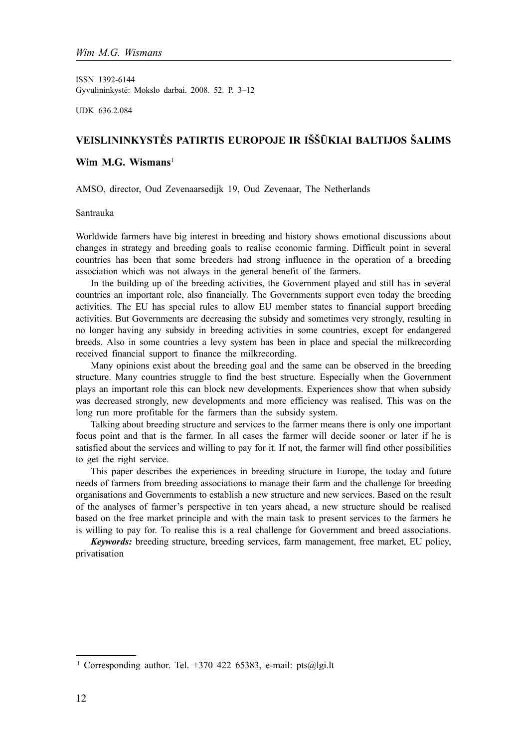ISSN 1392-6144
Gyvulininkystė: Mokslo darbai. 2008. 52. P. 3–12

UDK 636.2.084

## VEISLININKYSTĖS PATIRTIS EUROPOJE IR IŠŠŪKIAI BALTIJOS ŠALIMS

**Wim M.G. Wismans**[1]

AMSO, director, Oud Zevenaarsedijk 19, Oud Zevenaar, The Netherlands

Santrauka

Worldwide farmers have big interest in breeding and history shows emotional discussions about changes in strategy and breeding goals to realise economic farming. Difficult point in several countries has been that some breeders had strong influence in the operation of a breeding association which was not always in the general benefit of the farmers.

In the building up of the breeding activities, the Government played and still has in several countries an important role, also financially. The Governments support even today the breeding activities. The EU has special rules to allow EU member states to financial support breeding activities. But Governments are decreasing the subsidy and sometimes very strongly, resulting in no longer having any subsidy in breeding activities in some countries, except for endangered breeds. Also in some countries a levy system has been in place and special the milkrecording received financial support to finance the milkrecording.

Many opinions exist about the breeding goal and the same can be observed in the breeding structure. Many countries struggle to find the best structure. Especially when the Government plays an important role this can block new developments. Experiences show that when subsidy was decreased strongly, new developments and more efficiency was realised. This was on the long run more profitable for the farmers than the subsidy system.

Talking about breeding structure and services to the farmer means there is only one important focus point and that is the farmer. In all cases the farmer will decide sooner or later if he is satisfied about the services and willing to pay for it. If not, the farmer will find other possibilities to get the right service.

This paper describes the experiences in breeding structure in Europe, the today and future needs of farmers from breeding associations to manage their farm and the challenge for breeding organisations and Governments to establish a new structure and new services. Based on the result of the analyses of farmer's perspective in ten years ahead, a new structure should be realised based on the free market principle and with the main task to present services to the farmers he is willing to pay for. To realise this is a real challenge for Government and breed associations.

***Keywords:*** breeding structure, breeding services, farm management, free market, EU policy, privatisation

---

[1] Corresponding author. Tel. +370 422 65383, e-mail: pts@lgi.lt